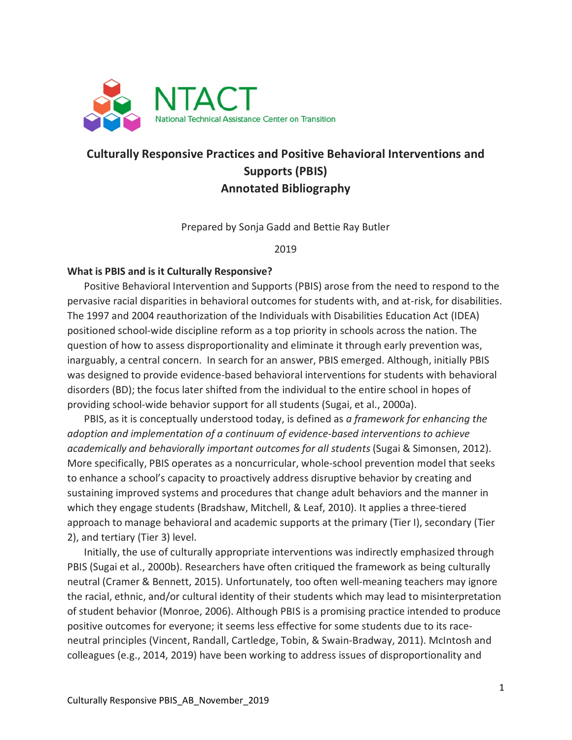NTACT
National Technical Assistance Center on Transition

# Culturally Responsive Practices and Positive Behavioral Interventions and Supports (PBIS) Annotated Bibliography

Prepared by Sonja Gadd and Bettie Ray Butler

2019

## What is PBIS and is it Culturally Responsive?

Positive Behavioral Intervention and Supports (PBIS) arose from the need to respond to the pervasive racial disparities in behavioral outcomes for students with, and at-risk, for disabilities. The 1997 and 2004 reauthorization of the Individuals with Disabilities Education Act (IDEA) positioned school-wide discipline reform as a top priority in schools across the nation. The question of how to assess disproportionality and eliminate it through early prevention was, inarguably, a central concern. In search for an answer, PBIS emerged. Although, initially PBIS was designed to provide evidence-based behavioral interventions for students with behavioral disorders (BD); the focus later shifted from the individual to the entire school in hopes of providing school-wide behavior support for all students (Sugai, et al., 2000a).

PBIS, as it is conceptually understood today, is defined as *a framework for enhancing the adoption and implementation of a continuum of evidence-based interventions to achieve academically and behaviorally important outcomes for all students* (Sugai & Simonsen, 2012). More specifically, PBIS operates as a noncurricular, whole-school prevention model that seeks to enhance a school's capacity to proactively address disruptive behavior by creating and sustaining improved systems and procedures that change adult behaviors and the manner in which they engage students (Bradshaw, Mitchell, & Leaf, 2010). It applies a three-tiered approach to manage behavioral and academic supports at the primary (Tier I), secondary (Tier 2), and tertiary (Tier 3) level.

Initially, the use of culturally appropriate interventions was indirectly emphasized through PBIS (Sugai et al., 2000b). Researchers have often critiqued the framework as being culturally neutral (Cramer & Bennett, 2015). Unfortunately, too often well-meaning teachers may ignore the racial, ethnic, and/or cultural identity of their students which may lead to misinterpretation of student behavior (Monroe, 2006). Although PBIS is a promising practice intended to produce positive outcomes for everyone; it seems less effective for some students due to its race-neutral principles (Vincent, Randall, Cartledge, Tobin, & Swain-Bradway, 2011). McIntosh and colleagues (e.g., 2014, 2019) have been working to address issues of disproportionality and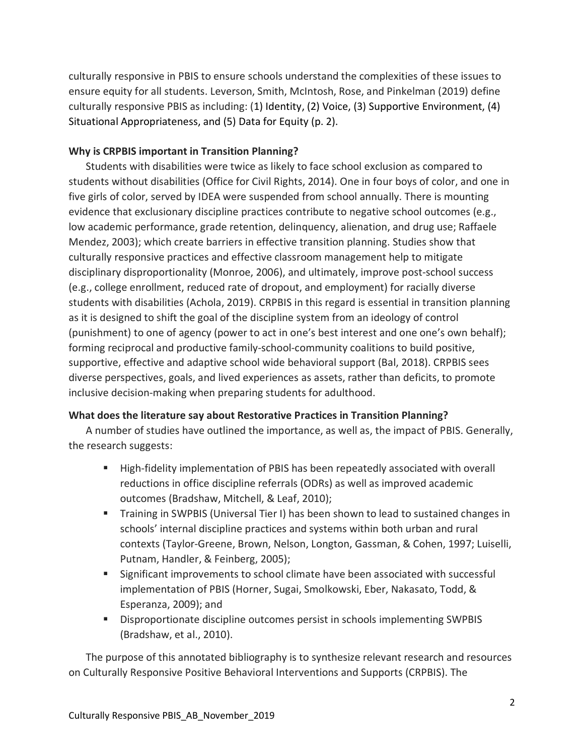culturally responsive in PBIS to ensure schools understand the complexities of these issues to ensure equity for all students. Leverson, Smith, McIntosh, Rose, and Pinkelman (2019) define culturally responsive PBIS as including: (1) Identity, (2) Voice, (3) Supportive Environment, (4) Situational Appropriateness, and (5) Data for Equity (p. 2).

### Why is CRPBIS important in Transition Planning?

Students with disabilities were twice as likely to face school exclusion as compared to students without disabilities (Office for Civil Rights, 2014). One in four boys of color, and one in five girls of color, served by IDEA were suspended from school annually. There is mounting evidence that exclusionary discipline practices contribute to negative school outcomes (e.g., low academic performance, grade retention, delinquency, alienation, and drug use; Raffaele Mendez, 2003); which create barriers in effective transition planning. Studies show that culturally responsive practices and effective classroom management help to mitigate disciplinary disproportionality (Monroe, 2006), and ultimately, improve post-school success (e.g., college enrollment, reduced rate of dropout, and employment) for racially diverse students with disabilities (Achola, 2019). CRPBIS in this regard is essential in transition planning as it is designed to shift the goal of the discipline system from an ideology of control (punishment) to one of agency (power to act in one's best interest and one one's own behalf); forming reciprocal and productive family-school-community coalitions to build positive, supportive, effective and adaptive school wide behavioral support (Bal, 2018). CRPBIS sees diverse perspectives, goals, and lived experiences as assets, rather than deficits, to promote inclusive decision-making when preparing students for adulthood.

### What does the literature say about Restorative Practices in Transition Planning?

A number of studies have outlined the importance, as well as, the impact of PBIS. Generally, the research suggests:

- High-fidelity implementation of PBIS has been repeatedly associated with overall reductions in office discipline referrals (ODRs) as well as improved academic outcomes (Bradshaw, Mitchell, & Leaf, 2010);
- Training in SWPBIS (Universal Tier I) has been shown to lead to sustained changes in schools' internal discipline practices and systems within both urban and rural contexts (Taylor-Greene, Brown, Nelson, Longton, Gassman, & Cohen, 1997; Luiselli, Putnam, Handler, & Feinberg, 2005);
- Significant improvements to school climate have been associated with successful implementation of PBIS (Horner, Sugai, Smolkowski, Eber, Nakasato, Todd, & Esperanza, 2009); and
- Disproportionate discipline outcomes persist in schools implementing SWPBIS (Bradshaw, et al., 2010).

The purpose of this annotated bibliography is to synthesize relevant research and resources on Culturally Responsive Positive Behavioral Interventions and Supports (CRPBIS). The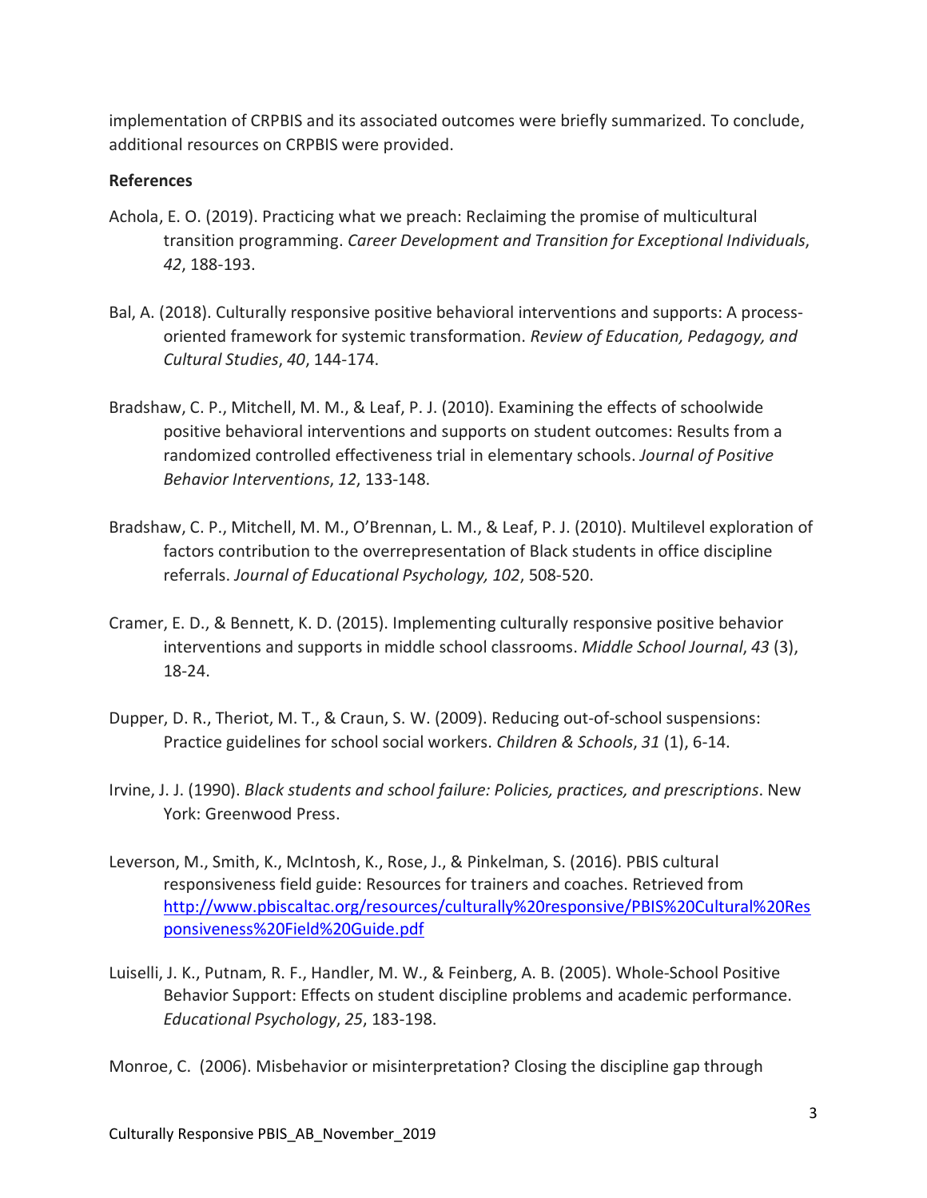implementation of CRPBIS and its associated outcomes were briefly summarized. To conclude, additional resources on CRPBIS were provided.

**References**

Achola, E. O. (2019). Practicing what we preach: Reclaiming the promise of multicultural transition programming. *Career Development and Transition for Exceptional Individuals*, *42*, 188-193.

Bal, A. (2018). Culturally responsive positive behavioral interventions and supports: A process-oriented framework for systemic transformation. *Review of Education, Pedagogy, and Cultural Studies*, *40*, 144-174.

Bradshaw, C. P., Mitchell, M. M., & Leaf, P. J. (2010). Examining the effects of schoolwide positive behavioral interventions and supports on student outcomes: Results from a randomized controlled effectiveness trial in elementary schools. *Journal of Positive Behavior Interventions*, *12*, 133-148.

Bradshaw, C. P., Mitchell, M. M., O'Brennan, L. M., & Leaf, P. J. (2010). Multilevel exploration of factors contribution to the overrepresentation of Black students in office discipline referrals. *Journal of Educational Psychology, 102*, 508-520.

Cramer, E. D., & Bennett, K. D. (2015). Implementing culturally responsive positive behavior interventions and supports in middle school classrooms. *Middle School Journal*, *43* (3), 18-24.

Dupper, D. R., Theriot, M. T., & Craun, S. W. (2009). Reducing out-of-school suspensions: Practice guidelines for school social workers. *Children & Schools*, *31* (1), 6-14.

Irvine, J. J. (1990). *Black students and school failure: Policies, practices, and prescriptions*. New York: Greenwood Press.

Leverson, M., Smith, K., McIntosh, K., Rose, J., & Pinkelman, S. (2016). PBIS cultural responsiveness field guide: Resources for trainers and coaches. Retrieved from [http://www.pbiscaltac.org/resources/culturally%20responsive/PBIS%20Cultural%20Responsiveness%20Field%20Guide.pdf](http://www.pbiscaltac.org/resources/culturally%20responsive/PBIS%20Cultural%20Responsiveness%20Field%20Guide.pdf)

Luiselli, J. K., Putnam, R. F., Handler, M. W., & Feinberg, A. B. (2005). Whole-School Positive Behavior Support: Effects on student discipline problems and academic performance. *Educational Psychology*, *25*, 183-198.

Monroe, C. (2006). Misbehavior or misinterpretation? Closing the discipline gap through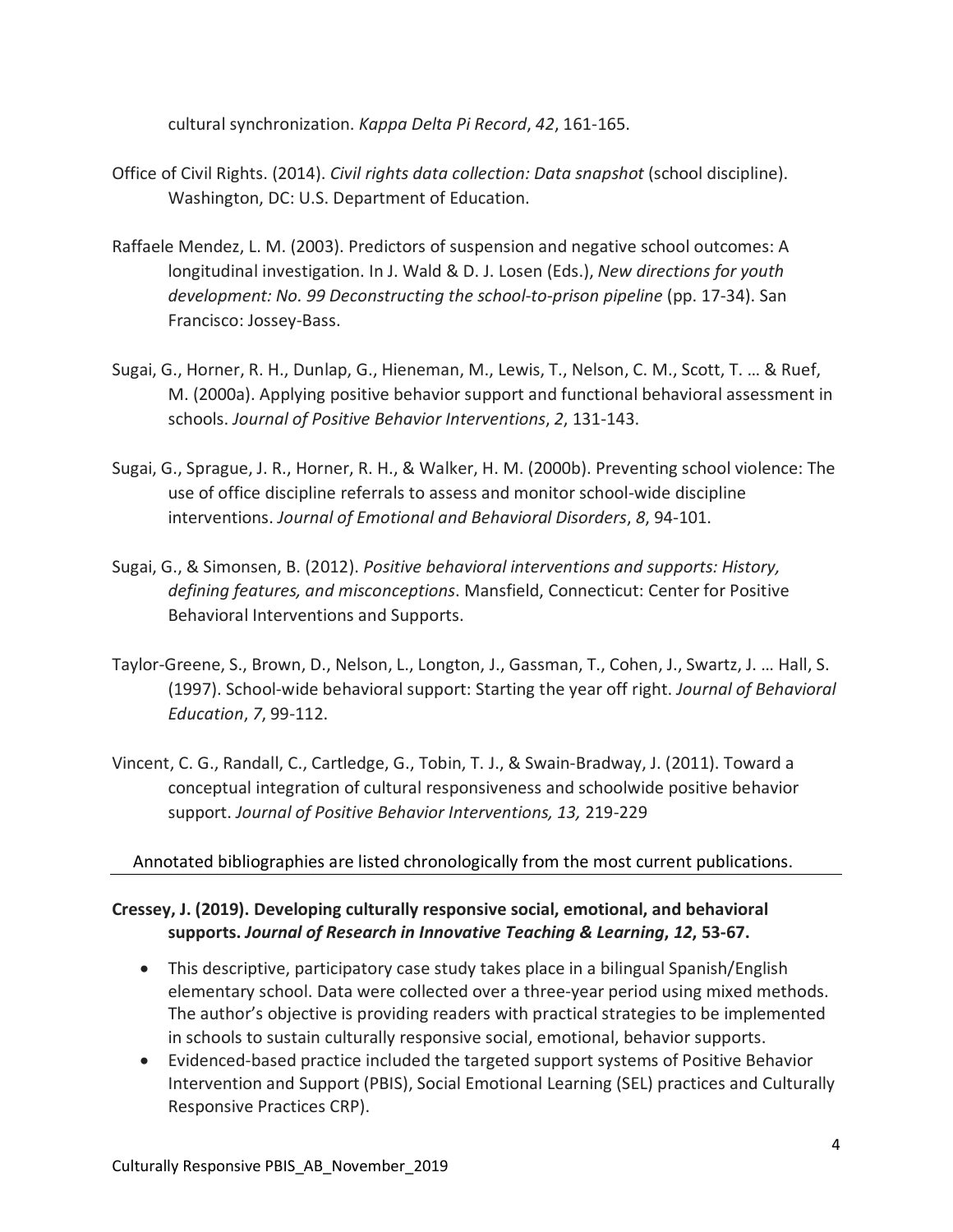cultural synchronization. *Kappa Delta Pi Record*, *42*, 161-165.

Office of Civil Rights. (2014). *Civil rights data collection: Data snapshot* (school discipline). Washington, DC: U.S. Department of Education.

Raffaele Mendez, L. M. (2003). Predictors of suspension and negative school outcomes: A longitudinal investigation. In J. Wald & D. J. Losen (Eds.), *New directions for youth development: No. 99 Deconstructing the school-to-prison pipeline* (pp. 17-34). San Francisco: Jossey-Bass.

Sugai, G., Horner, R. H., Dunlap, G., Hieneman, M., Lewis, T., Nelson, C. M., Scott, T. … & Ruef, M. (2000a). Applying positive behavior support and functional behavioral assessment in schools. *Journal of Positive Behavior Interventions*, *2*, 131-143.

Sugai, G., Sprague, J. R., Horner, R. H., & Walker, H. M. (2000b). Preventing school violence: The use of office discipline referrals to assess and monitor school-wide discipline interventions. *Journal of Emotional and Behavioral Disorders*, *8*, 94-101.

Sugai, G., & Simonsen, B. (2012). *Positive behavioral interventions and supports: History, defining features, and misconceptions*. Mansfield, Connecticut: Center for Positive Behavioral Interventions and Supports.

Taylor-Greene, S., Brown, D., Nelson, L., Longton, J., Gassman, T., Cohen, J., Swartz, J. … Hall, S. (1997). School-wide behavioral support: Starting the year off right. *Journal of Behavioral Education*, *7*, 99-112.

Vincent, C. G., Randall, C., Cartledge, G., Tobin, T. J., & Swain-Bradway, J. (2011). Toward a conceptual integration of cultural responsiveness and schoolwide positive behavior support. *Journal of Positive Behavior Interventions, 13,* 219-229

Annotated bibliographies are listed chronologically from the most current publications.

---

**Cressey, J. (2019). Developing culturally responsive social, emotional, and behavioral supports. *Journal of Research in Innovative Teaching & Learning*, *12*, 53-67.**

- This descriptive, participatory case study takes place in a bilingual Spanish/English elementary school. Data were collected over a three-year period using mixed methods. The author's objective is providing readers with practical strategies to be implemented in schools to sustain culturally responsive social, emotional, behavior supports.
- Evidenced-based practice included the targeted support systems of Positive Behavior Intervention and Support (PBIS), Social Emotional Learning (SEL) practices and Culturally Responsive Practices CRP).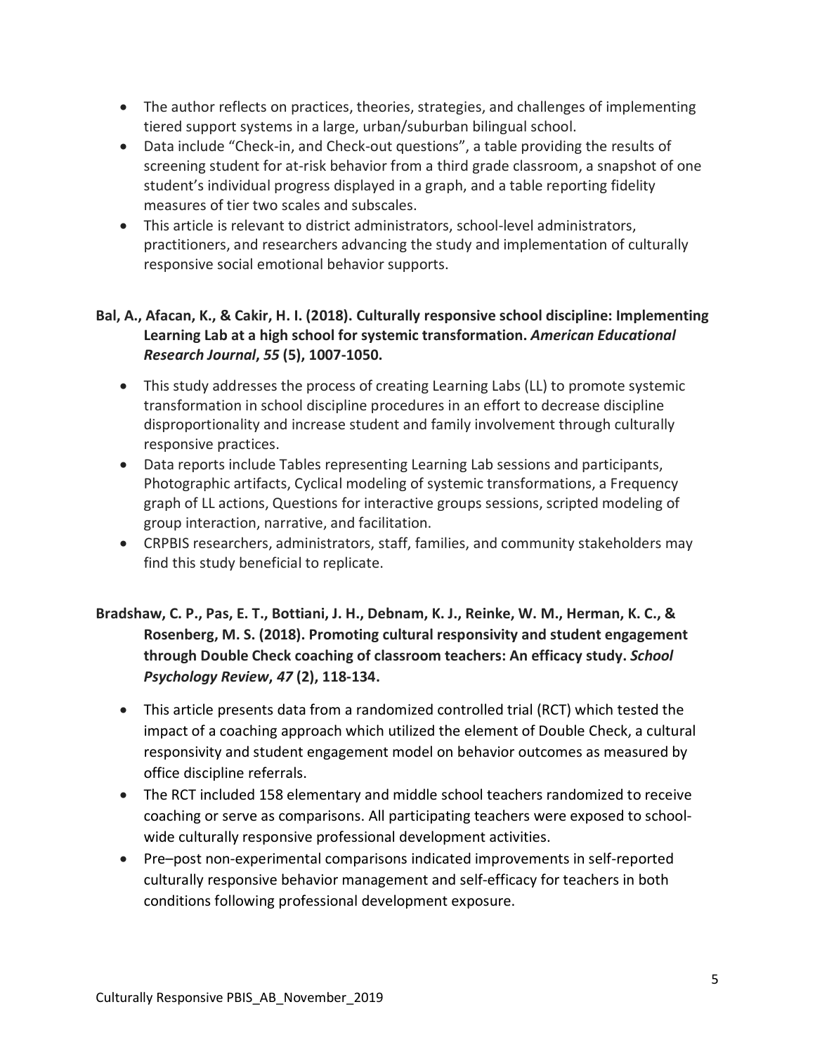- The author reflects on practices, theories, strategies, and challenges of implementing tiered support systems in a large, urban/suburban bilingual school.
- Data include "Check-in, and Check-out questions", a table providing the results of screening student for at-risk behavior from a third grade classroom, a snapshot of one student's individual progress displayed in a graph, and a table reporting fidelity measures of tier two scales and subscales.
- This article is relevant to district administrators, school-level administrators, practitioners, and researchers advancing the study and implementation of culturally responsive social emotional behavior supports.

**Bal, A., Afacan, K., & Cakir, H. I. (2018). Culturally responsive school discipline: Implementing Learning Lab at a high school for systemic transformation. *American Educational Research Journal*, *55* (5), 1007-1050.**

- This study addresses the process of creating Learning Labs (LL) to promote systemic transformation in school discipline procedures in an effort to decrease discipline disproportionality and increase student and family involvement through culturally responsive practices.
- Data reports include Tables representing Learning Lab sessions and participants, Photographic artifacts, Cyclical modeling of systemic transformations, a Frequency graph of LL actions, Questions for interactive groups sessions, scripted modeling of group interaction, narrative, and facilitation.
- CRPBIS researchers, administrators, staff, families, and community stakeholders may find this study beneficial to replicate.

**Bradshaw, C. P., Pas, E. T., Bottiani, J. H., Debnam, K. J., Reinke, W. M., Herman, K. C., & Rosenberg, M. S. (2018). Promoting cultural responsivity and student engagement through Double Check coaching of classroom teachers: An efficacy study. *School Psychology Review*, *47* (2), 118-134.**

- This article presents data from a randomized controlled trial (RCT) which tested the impact of a coaching approach which utilized the element of Double Check, a cultural responsivity and student engagement model on behavior outcomes as measured by office discipline referrals.
- The RCT included 158 elementary and middle school teachers randomized to receive coaching or serve as comparisons. All participating teachers were exposed to school-wide culturally responsive professional development activities.
- Pre–post non-experimental comparisons indicated improvements in self-reported culturally responsive behavior management and self-efficacy for teachers in both conditions following professional development exposure.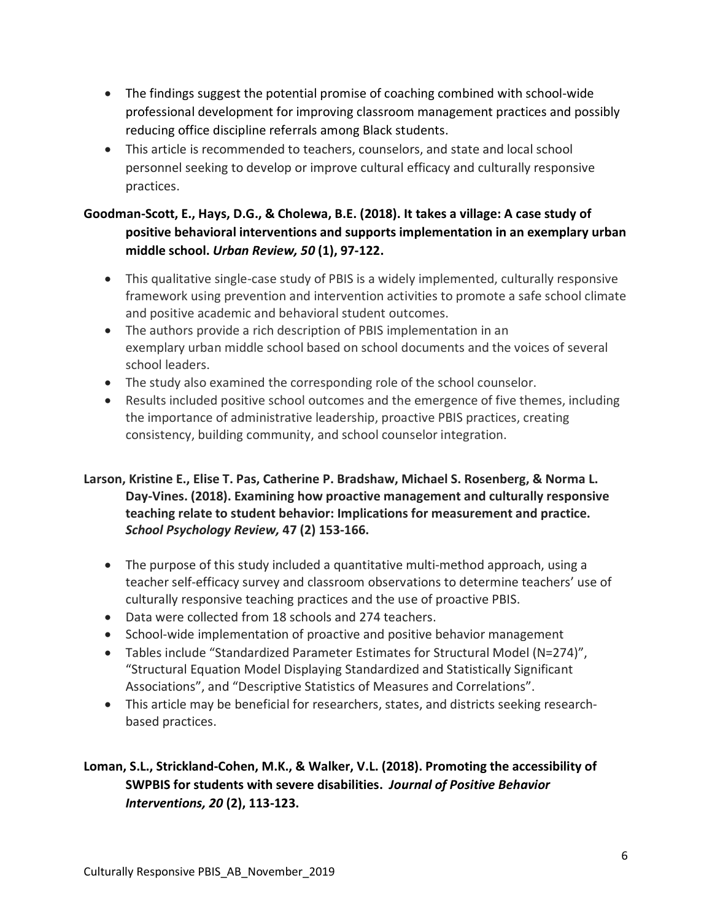- The findings suggest the potential promise of coaching combined with school-wide professional development for improving classroom management practices and possibly reducing office discipline referrals among Black students.
- This article is recommended to teachers, counselors, and state and local school personnel seeking to develop or improve cultural efficacy and culturally responsive practices.

**Goodman-Scott, E., Hays, D.G., & Cholewa, B.E. (2018). It takes a village: A case study of positive behavioral interventions and supports implementation in an exemplary urban middle school. *Urban Review, 50* (1), 97-122.**

- This qualitative single-case study of PBIS is a widely implemented, culturally responsive framework using prevention and intervention activities to promote a safe school climate and positive academic and behavioral student outcomes.
- The authors provide a rich description of PBIS implementation in an exemplary urban middle school based on school documents and the voices of several school leaders.
- The study also examined the corresponding role of the school counselor.
- Results included positive school outcomes and the emergence of five themes, including the importance of administrative leadership, proactive PBIS practices, creating consistency, building community, and school counselor integration.

**Larson, Kristine E., Elise T. Pas, Catherine P. Bradshaw, Michael S. Rosenberg, & Norma L. Day-Vines. (2018). Examining how proactive management and culturally responsive teaching relate to student behavior: Implications for measurement and practice. *School Psychology Review,* 47 (2) 153-166.**

- The purpose of this study included a quantitative multi-method approach, using a teacher self-efficacy survey and classroom observations to determine teachers' use of culturally responsive teaching practices and the use of proactive PBIS.
- Data were collected from 18 schools and 274 teachers.
- School-wide implementation of proactive and positive behavior management
- Tables include "Standardized Parameter Estimates for Structural Model (N=274)", "Structural Equation Model Displaying Standardized and Statistically Significant Associations", and "Descriptive Statistics of Measures and Correlations".
- This article may be beneficial for researchers, states, and districts seeking research-based practices.

**Loman, S.L., Strickland-Cohen, M.K., & Walker, V.L. (2018). Promoting the accessibility of SWPBIS for students with severe disabilities. *Journal of Positive Behavior Interventions, 20* (2), 113-123.**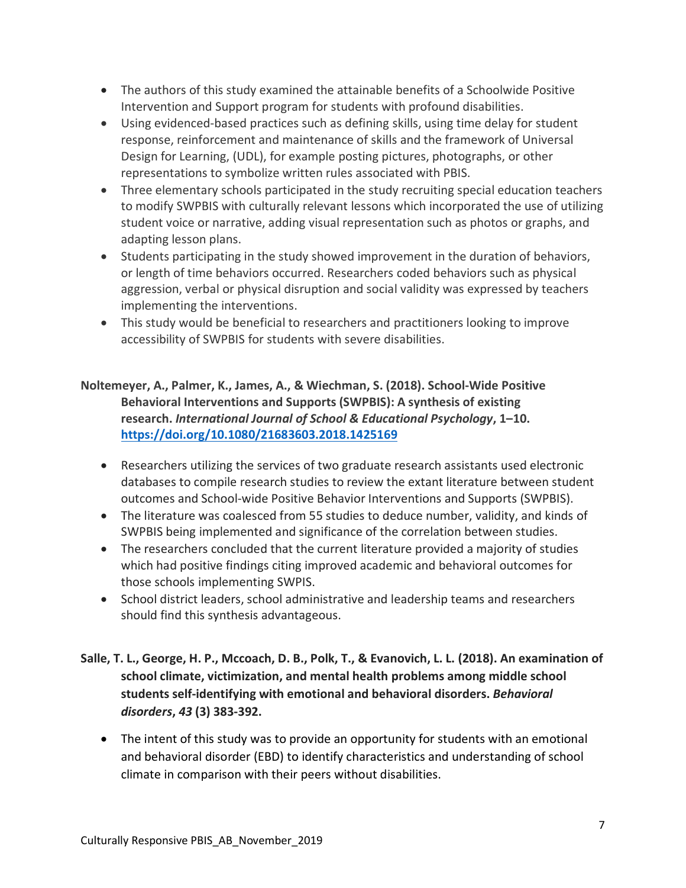- The authors of this study examined the attainable benefits of a Schoolwide Positive Intervention and Support program for students with profound disabilities.
- Using evidenced-based practices such as defining skills, using time delay for student response, reinforcement and maintenance of skills and the framework of Universal Design for Learning, (UDL), for example posting pictures, photographs, or other representations to symbolize written rules associated with PBIS.
- Three elementary schools participated in the study recruiting special education teachers to modify SWPBIS with culturally relevant lessons which incorporated the use of utilizing student voice or narrative, adding visual representation such as photos or graphs, and adapting lesson plans.
- Students participating in the study showed improvement in the duration of behaviors, or length of time behaviors occurred. Researchers coded behaviors such as physical aggression, verbal or physical disruption and social validity was expressed by teachers implementing the interventions.
- This study would be beneficial to researchers and practitioners looking to improve accessibility of SWPBIS for students with severe disabilities.

**Noltemeyer, A., Palmer, K., James, A., & Wiechman, S. (2018). School-Wide Positive Behavioral Interventions and Supports (SWPBIS): A synthesis of existing research. *International Journal of School & Educational Psychology*, 1–10. [https://doi.org/10.1080/21683603.2018.1425169](https://doi.org/10.1080/21683603.2018.1425169)**

- Researchers utilizing the services of two graduate research assistants used electronic databases to compile research studies to review the extant literature between student outcomes and School-wide Positive Behavior Interventions and Supports (SWPBIS).
- The literature was coalesced from 55 studies to deduce number, validity, and kinds of SWPBIS being implemented and significance of the correlation between studies.
- The researchers concluded that the current literature provided a majority of studies which had positive findings citing improved academic and behavioral outcomes for those schools implementing SWPIS.
- School district leaders, school administrative and leadership teams and researchers should find this synthesis advantageous.

**Salle, T. L., George, H. P., Mccoach, D. B., Polk, T., & Evanovich, L. L. (2018). An examination of school climate, victimization, and mental health problems among middle school students self-identifying with emotional and behavioral disorders. *Behavioral disorders*, *43* (3) 383-392.**

- The intent of this study was to provide an opportunity for students with an emotional and behavioral disorder (EBD) to identify characteristics and understanding of school climate in comparison with their peers without disabilities.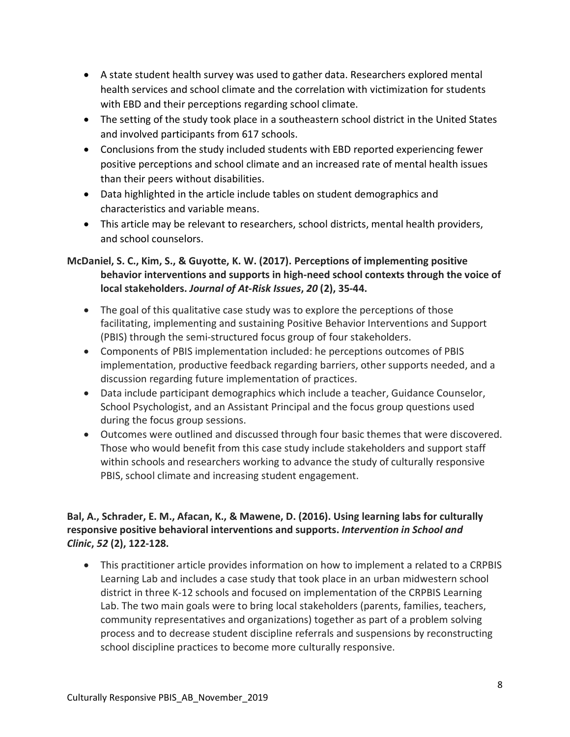- A state student health survey was used to gather data. Researchers explored mental health services and school climate and the correlation with victimization for students with EBD and their perceptions regarding school climate.
- The setting of the study took place in a southeastern school district in the United States and involved participants from 617 schools.
- Conclusions from the study included students with EBD reported experiencing fewer positive perceptions and school climate and an increased rate of mental health issues than their peers without disabilities.
- Data highlighted in the article include tables on student demographics and characteristics and variable means.
- This article may be relevant to researchers, school districts, mental health providers, and school counselors.

**McDaniel, S. C., Kim, S., & Guyotte, K. W. (2017). Perceptions of implementing positive behavior interventions and supports in high-need school contexts through the voice of local stakeholders. *Journal of At-Risk Issues*, *20* (2), 35-44.**

- The goal of this qualitative case study was to explore the perceptions of those facilitating, implementing and sustaining Positive Behavior Interventions and Support (PBIS) through the semi-structured focus group of four stakeholders.
- Components of PBIS implementation included: he perceptions outcomes of PBIS implementation, productive feedback regarding barriers, other supports needed, and a discussion regarding future implementation of practices.
- Data include participant demographics which include a teacher, Guidance Counselor, School Psychologist, and an Assistant Principal and the focus group questions used during the focus group sessions.
- Outcomes were outlined and discussed through four basic themes that were discovered. Those who would benefit from this case study include stakeholders and support staff within schools and researchers working to advance the study of culturally responsive PBIS, school climate and increasing student engagement.

**Bal, A., Schrader, E. M., Afacan, K., & Mawene, D. (2016). Using learning labs for culturally responsive positive behavioral interventions and supports. *Intervention in School and Clinic*, *52* (2), 122-128.**

- This practitioner article provides information on how to implement a related to a CRPBIS Learning Lab and includes a case study that took place in an urban midwestern school district in three K-12 schools and focused on implementation of the CRPBIS Learning Lab. The two main goals were to bring local stakeholders (parents, families, teachers, community representatives and organizations) together as part of a problem solving process and to decrease student discipline referrals and suspensions by reconstructing school discipline practices to become more culturally responsive.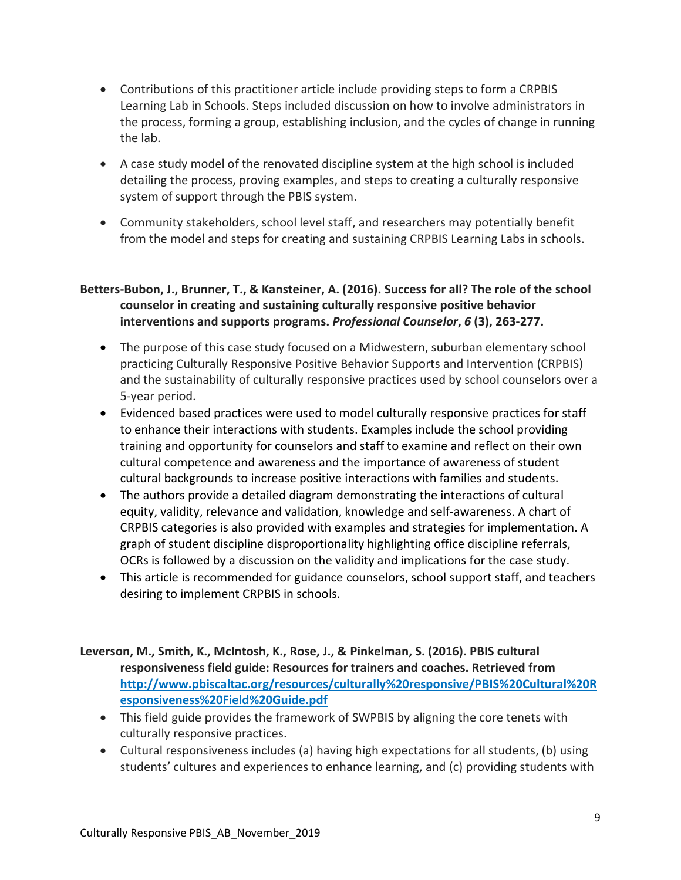- Contributions of this practitioner article include providing steps to form a CRPBIS Learning Lab in Schools. Steps included discussion on how to involve administrators in the process, forming a group, establishing inclusion, and the cycles of change in running the lab.
- A case study model of the renovated discipline system at the high school is included detailing the process, proving examples, and steps to creating a culturally responsive system of support through the PBIS system.
- Community stakeholders, school level staff, and researchers may potentially benefit from the model and steps for creating and sustaining CRPBIS Learning Labs in schools.

**Betters-Bubon, J., Brunner, T., & Kansteiner, A. (2016). Success for all? The role of the school counselor in creating and sustaining culturally responsive positive behavior interventions and supports programs. *Professional Counselor*, *6* (3), 263-277.**

- The purpose of this case study focused on a Midwestern, suburban elementary school practicing Culturally Responsive Positive Behavior Supports and Intervention (CRPBIS) and the sustainability of culturally responsive practices used by school counselors over a 5-year period.
- Evidenced based practices were used to model culturally responsive practices for staff to enhance their interactions with students. Examples include the school providing training and opportunity for counselors and staff to examine and reflect on their own cultural competence and awareness and the importance of awareness of student cultural backgrounds to increase positive interactions with families and students.
- The authors provide a detailed diagram demonstrating the interactions of cultural equity, validity, relevance and validation, knowledge and self-awareness. A chart of CRPBIS categories is also provided with examples and strategies for implementation. A graph of student discipline disproportionality highlighting office discipline referrals, OCRs is followed by a discussion on the validity and implications for the case study.
- This article is recommended for guidance counselors, school support staff, and teachers desiring to implement CRPBIS in schools.

**Leverson, M., Smith, K., McIntosh, K., Rose, J., & Pinkelman, S. (2016). PBIS cultural responsiveness field guide: Resources for trainers and coaches. Retrieved from [http://www.pbiscaltac.org/resources/culturally%20responsive/PBIS%20Cultural%20Responsiveness%20Field%20Guide.pdf](http://www.pbiscaltac.org/resources/culturally%20responsive/PBIS%20Cultural%20Responsiveness%20Field%20Guide.pdf)**

- This field guide provides the framework of SWPBIS by aligning the core tenets with culturally responsive practices.
- Cultural responsiveness includes (a) having high expectations for all students, (b) using students' cultures and experiences to enhance learning, and (c) providing students with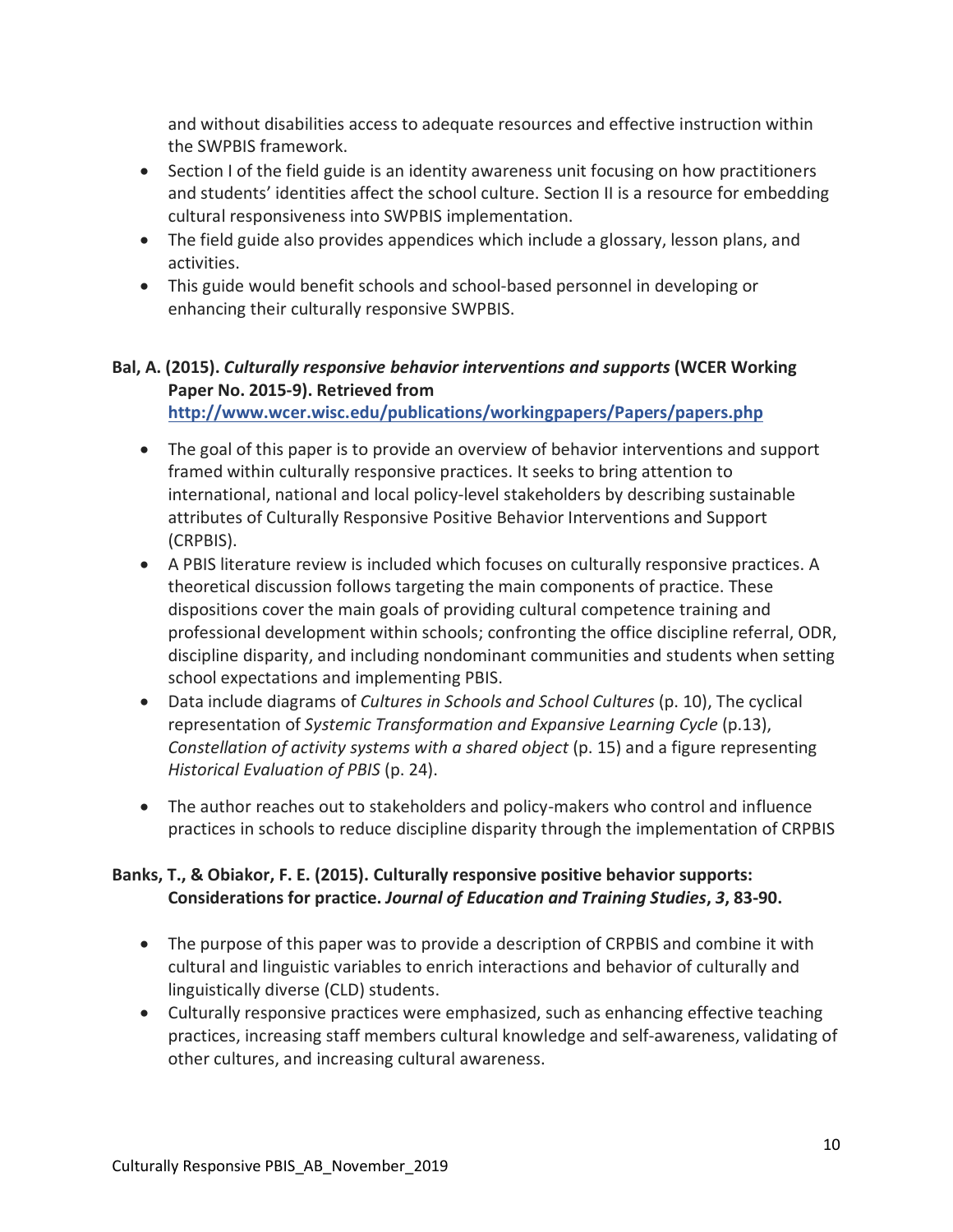and without disabilities access to adequate resources and effective instruction within the SWPBIS framework.

- Section I of the field guide is an identity awareness unit focusing on how practitioners and students' identities affect the school culture. Section II is a resource for embedding cultural responsiveness into SWPBIS implementation.
- The field guide also provides appendices which include a glossary, lesson plans, and activities.
- This guide would benefit schools and school-based personnel in developing or enhancing their culturally responsive SWPBIS.

**Bal, A. (2015). *Culturally responsive behavior interventions and supports* (WCER Working Paper No. 2015-9). Retrieved from [http://www.wcer.wisc.edu/publications/workingpapers/Papers/papers.php](http://www.wcer.wisc.edu/publications/workingpapers/Papers/papers.php)**

- The goal of this paper is to provide an overview of behavior interventions and support framed within culturally responsive practices. It seeks to bring attention to international, national and local policy-level stakeholders by describing sustainable attributes of Culturally Responsive Positive Behavior Interventions and Support (CRPBIS).
- A PBIS literature review is included which focuses on culturally responsive practices. A theoretical discussion follows targeting the main components of practice. These dispositions cover the main goals of providing cultural competence training and professional development within schools; confronting the office discipline referral, ODR, discipline disparity, and including nondominant communities and students when setting school expectations and implementing PBIS.
- Data include diagrams of *Cultures in Schools and School Cultures* (p. 10), The cyclical representation of *Systemic Transformation and Expansive Learning Cycle* (p.13), *Constellation of activity systems with a shared object* (p. 15) and a figure representing *Historical Evaluation of PBIS* (p. 24).
- The author reaches out to stakeholders and policy-makers who control and influence practices in schools to reduce discipline disparity through the implementation of CRPBIS

**Banks, T., & Obiakor, F. E. (2015). Culturally responsive positive behavior supports: Considerations for practice. *Journal of Education and Training Studies*, *3*, 83-90.**

- The purpose of this paper was to provide a description of CRPBIS and combine it with cultural and linguistic variables to enrich interactions and behavior of culturally and linguistically diverse (CLD) students.
- Culturally responsive practices were emphasized, such as enhancing effective teaching practices, increasing staff members cultural knowledge and self-awareness, validating of other cultures, and increasing cultural awareness.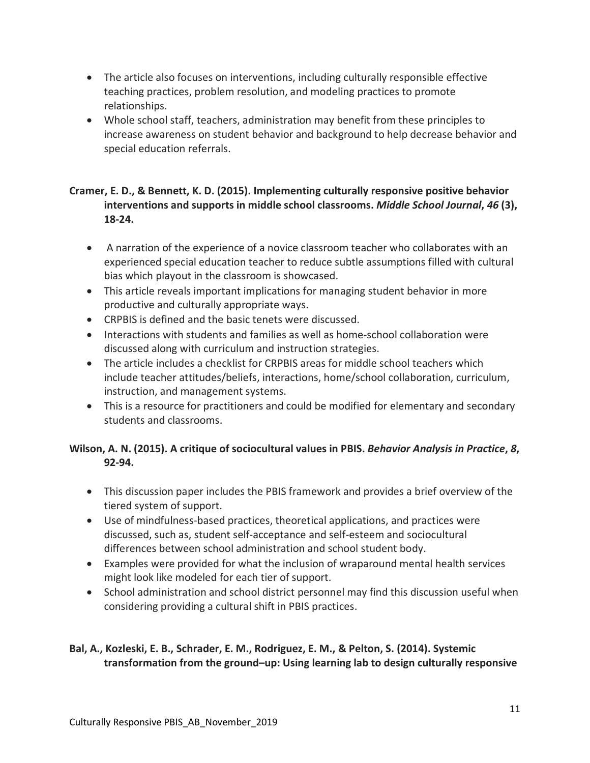- The article also focuses on interventions, including culturally responsible effective teaching practices, problem resolution, and modeling practices to promote relationships.
- Whole school staff, teachers, administration may benefit from these principles to increase awareness on student behavior and background to help decrease behavior and special education referrals.

**Cramer, E. D., & Bennett, K. D. (2015). Implementing culturally responsive positive behavior interventions and supports in middle school classrooms. *Middle School Journal*, *46* (3), 18-24.**

- A narration of the experience of a novice classroom teacher who collaborates with an experienced special education teacher to reduce subtle assumptions filled with cultural bias which playout in the classroom is showcased.
- This article reveals important implications for managing student behavior in more productive and culturally appropriate ways.
- CRPBIS is defined and the basic tenets were discussed.
- Interactions with students and families as well as home-school collaboration were discussed along with curriculum and instruction strategies.
- The article includes a checklist for CRPBIS areas for middle school teachers which include teacher attitudes/beliefs, interactions, home/school collaboration, curriculum, instruction, and management systems.
- This is a resource for practitioners and could be modified for elementary and secondary students and classrooms.

**Wilson, A. N. (2015). A critique of sociocultural values in PBIS. *Behavior Analysis in Practice*, *8*, 92-94.**

- This discussion paper includes the PBIS framework and provides a brief overview of the tiered system of support.
- Use of mindfulness-based practices, theoretical applications, and practices were discussed, such as, student self-acceptance and self-esteem and sociocultural differences between school administration and school student body.
- Examples were provided for what the inclusion of wraparound mental health services might look like modeled for each tier of support.
- School administration and school district personnel may find this discussion useful when considering providing a cultural shift in PBIS practices.

**Bal, A., Kozleski, E. B., Schrader, E. M., Rodriguez, E. M., & Pelton, S. (2014). Systemic transformation from the ground–up: Using learning lab to design culturally responsive**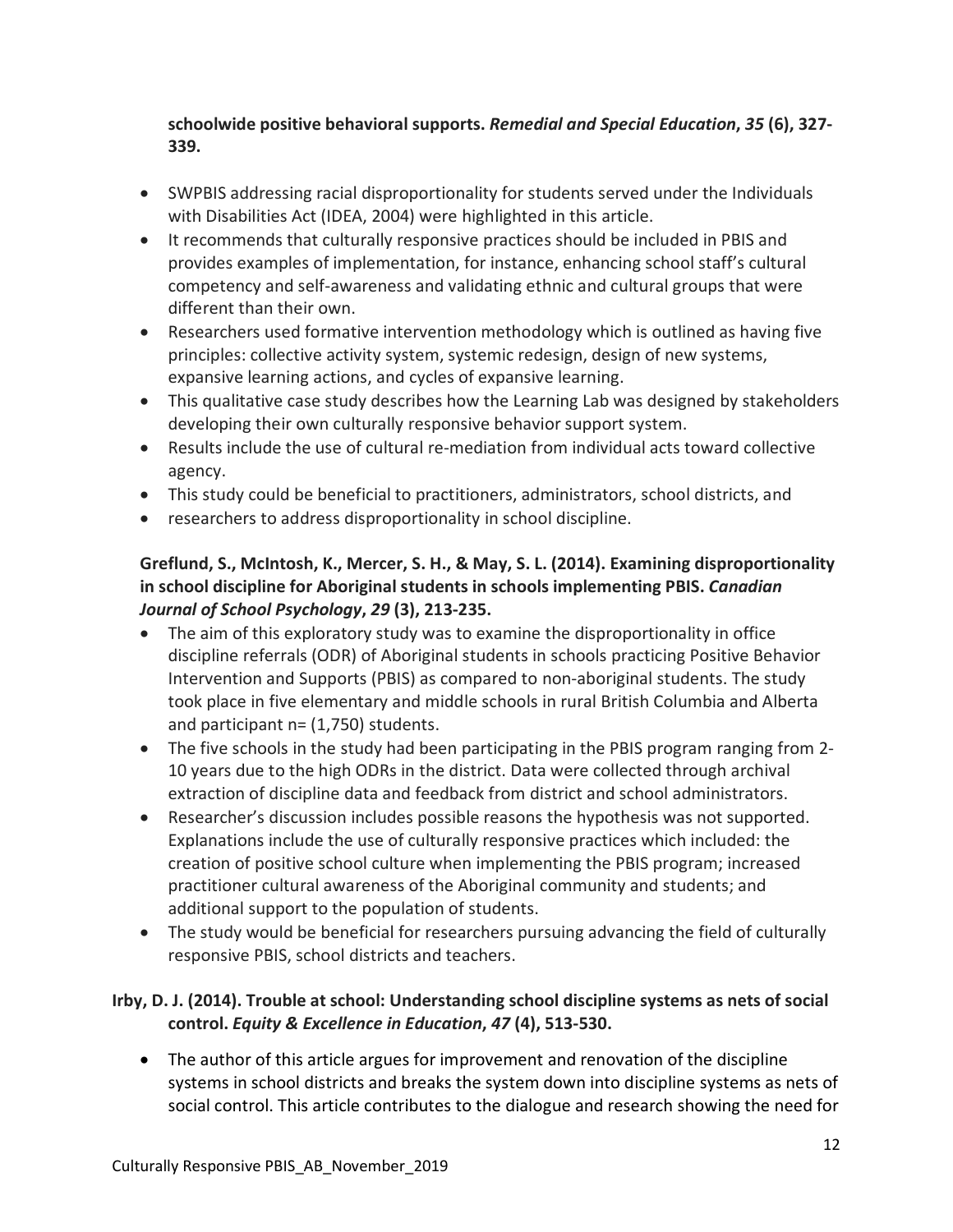**schoolwide positive behavioral supports.** ***Remedial and Special Education*****,** ***35*** **(6), 327-339.**

- SWPBIS addressing racial disproportionality for students served under the Individuals with Disabilities Act (IDEA, 2004) were highlighted in this article.
- It recommends that culturally responsive practices should be included in PBIS and provides examples of implementation, for instance, enhancing school staff's cultural competency and self-awareness and validating ethnic and cultural groups that were different than their own.
- Researchers used formative intervention methodology which is outlined as having five principles: collective activity system, systemic redesign, design of new systems, expansive learning actions, and cycles of expansive learning.
- This qualitative case study describes how the Learning Lab was designed by stakeholders developing their own culturally responsive behavior support system.
- Results include the use of cultural re-mediation from individual acts toward collective agency.
- This study could be beneficial to practitioners, administrators, school districts, and
- researchers to address disproportionality in school discipline.

**Greflund, S., McIntosh, K., Mercer, S. H., & May, S. L. (2014). Examining disproportionality in school discipline for Aboriginal students in schools implementing PBIS.** ***Canadian Journal of School Psychology*****,** ***29*** **(3), 213-235.**

- The aim of this exploratory study was to examine the disproportionality in office discipline referrals (ODR) of Aboriginal students in schools practicing Positive Behavior Intervention and Supports (PBIS) as compared to non-aboriginal students. The study took place in five elementary and middle schools in rural British Columbia and Alberta and participant n= (1,750) students.
- The five schools in the study had been participating in the PBIS program ranging from 2-10 years due to the high ODRs in the district. Data were collected through archival extraction of discipline data and feedback from district and school administrators.
- Researcher's discussion includes possible reasons the hypothesis was not supported. Explanations include the use of culturally responsive practices which included: the creation of positive school culture when implementing the PBIS program; increased practitioner cultural awareness of the Aboriginal community and students; and additional support to the population of students.
- The study would be beneficial for researchers pursuing advancing the field of culturally responsive PBIS, school districts and teachers.

**Irby, D. J. (2014). Trouble at school: Understanding school discipline systems as nets of social control.** ***Equity & Excellence in Education*****,** ***47*** **(4), 513-530.**

- The author of this article argues for improvement and renovation of the discipline systems in school districts and breaks the system down into discipline systems as nets of social control. This article contributes to the dialogue and research showing the need for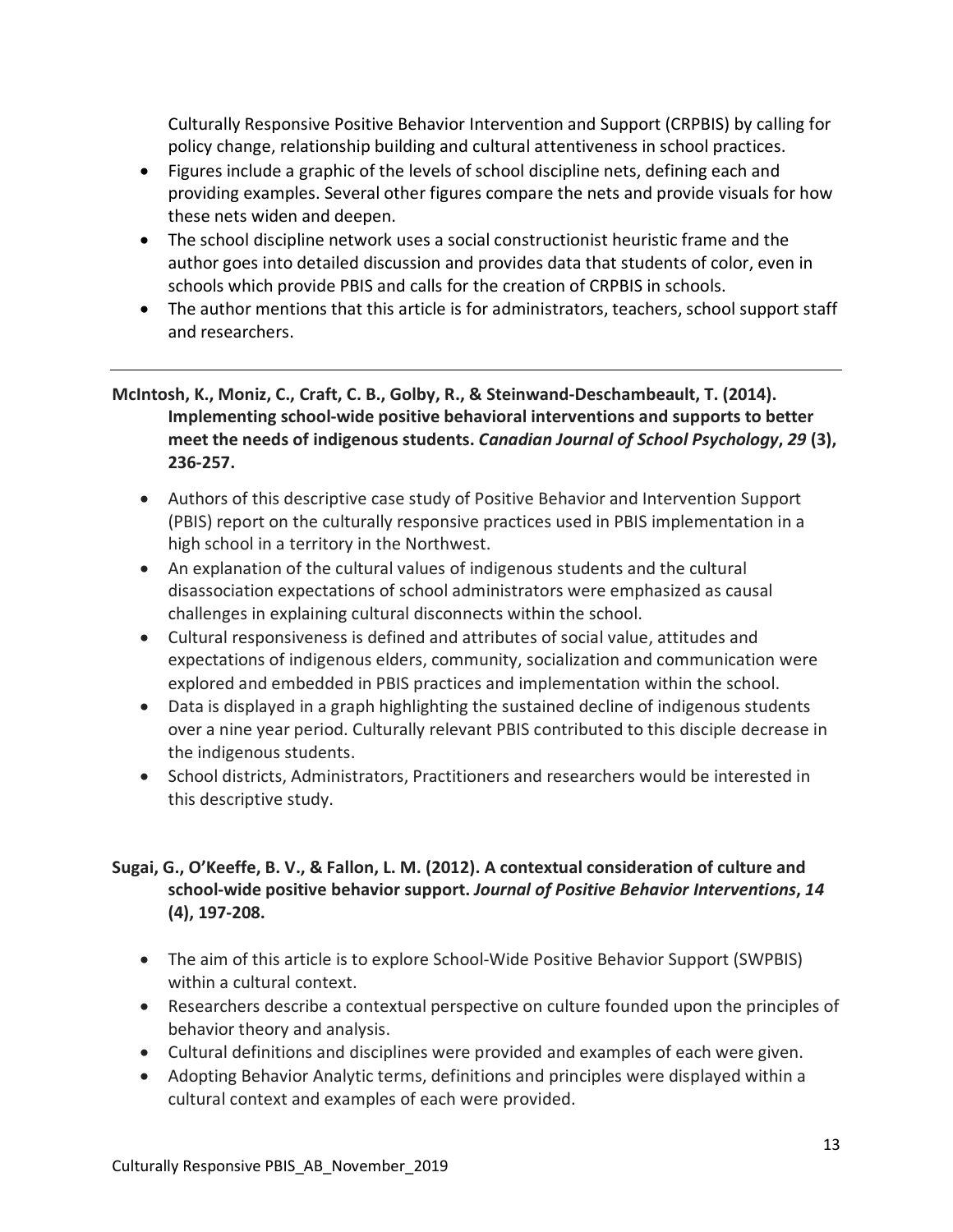Culturally Responsive Positive Behavior Intervention and Support (CRPBIS) by calling for policy change, relationship building and cultural attentiveness in school practices.

- Figures include a graphic of the levels of school discipline nets, defining each and providing examples. Several other figures compare the nets and provide visuals for how these nets widen and deepen.
- The school discipline network uses a social constructionist heuristic frame and the author goes into detailed discussion and provides data that students of color, even in schools which provide PBIS and calls for the creation of CRPBIS in schools.
- The author mentions that this article is for administrators, teachers, school support staff and researchers.

---

**McIntosh, K., Moniz, C., Craft, C. B., Golby, R., & Steinwand-Deschambeault, T. (2014). Implementing school-wide positive behavioral interventions and supports to better meet the needs of indigenous students. *Canadian Journal of School Psychology*, *29* (3), 236-257.**

- Authors of this descriptive case study of Positive Behavior and Intervention Support (PBIS) report on the culturally responsive practices used in PBIS implementation in a high school in a territory in the Northwest.
- An explanation of the cultural values of indigenous students and the cultural disassociation expectations of school administrators were emphasized as causal challenges in explaining cultural disconnects within the school.
- Cultural responsiveness is defined and attributes of social value, attitudes and expectations of indigenous elders, community, socialization and communication were explored and embedded in PBIS practices and implementation within the school.
- Data is displayed in a graph highlighting the sustained decline of indigenous students over a nine year period. Culturally relevant PBIS contributed to this disciple decrease in the indigenous students.
- School districts, Administrators, Practitioners and researchers would be interested in this descriptive study.

**Sugai, G., O'Keeffe, B. V., & Fallon, L. M. (2012). A contextual consideration of culture and school-wide positive behavior support. *Journal of Positive Behavior Interventions*, *14* (4), 197-208.**

- The aim of this article is to explore School-Wide Positive Behavior Support (SWPBIS) within a cultural context.
- Researchers describe a contextual perspective on culture founded upon the principles of behavior theory and analysis.
- Cultural definitions and disciplines were provided and examples of each were given.
- Adopting Behavior Analytic terms, definitions and principles were displayed within a cultural context and examples of each were provided.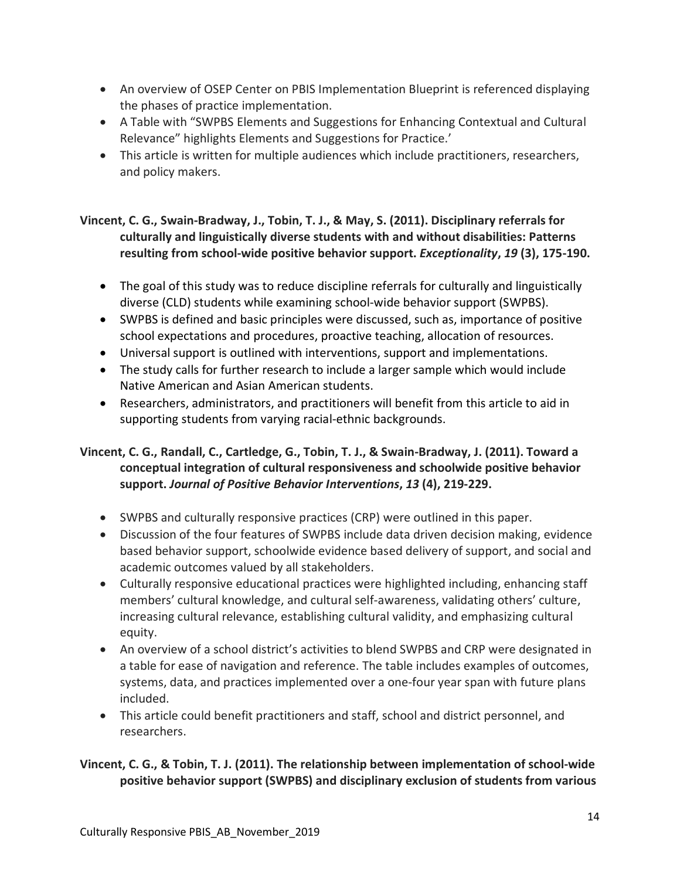- An overview of OSEP Center on PBIS Implementation Blueprint is referenced displaying the phases of practice implementation.
- A Table with "SWPBS Elements and Suggestions for Enhancing Contextual and Cultural Relevance" highlights Elements and Suggestions for Practice.'
- This article is written for multiple audiences which include practitioners, researchers, and policy makers.

**Vincent, C. G., Swain-Bradway, J., Tobin, T. J., & May, S. (2011). Disciplinary referrals for culturally and linguistically diverse students with and without disabilities: Patterns resulting from school-wide positive behavior support. *Exceptionality*, *19* (3), 175-190.**

- The goal of this study was to reduce discipline referrals for culturally and linguistically diverse (CLD) students while examining school-wide behavior support (SWPBS).
- SWPBS is defined and basic principles were discussed, such as, importance of positive school expectations and procedures, proactive teaching, allocation of resources.
- Universal support is outlined with interventions, support and implementations.
- The study calls for further research to include a larger sample which would include Native American and Asian American students.
- Researchers, administrators, and practitioners will benefit from this article to aid in supporting students from varying racial-ethnic backgrounds.

**Vincent, C. G., Randall, C., Cartledge, G., Tobin, T. J., & Swain-Bradway, J. (2011). Toward a conceptual integration of cultural responsiveness and schoolwide positive behavior support. *Journal of Positive Behavior Interventions*, *13* (4), 219-229.**

- SWPBS and culturally responsive practices (CRP) were outlined in this paper.
- Discussion of the four features of SWPBS include data driven decision making, evidence based behavior support, schoolwide evidence based delivery of support, and social and academic outcomes valued by all stakeholders.
- Culturally responsive educational practices were highlighted including, enhancing staff members' cultural knowledge, and cultural self-awareness, validating others' culture, increasing cultural relevance, establishing cultural validity, and emphasizing cultural equity.
- An overview of a school district's activities to blend SWPBS and CRP were designated in a table for ease of navigation and reference. The table includes examples of outcomes, systems, data, and practices implemented over a one-four year span with future plans included.
- This article could benefit practitioners and staff, school and district personnel, and researchers.

**Vincent, C. G., & Tobin, T. J. (2011). The relationship between implementation of school-wide positive behavior support (SWPBS) and disciplinary exclusion of students from various**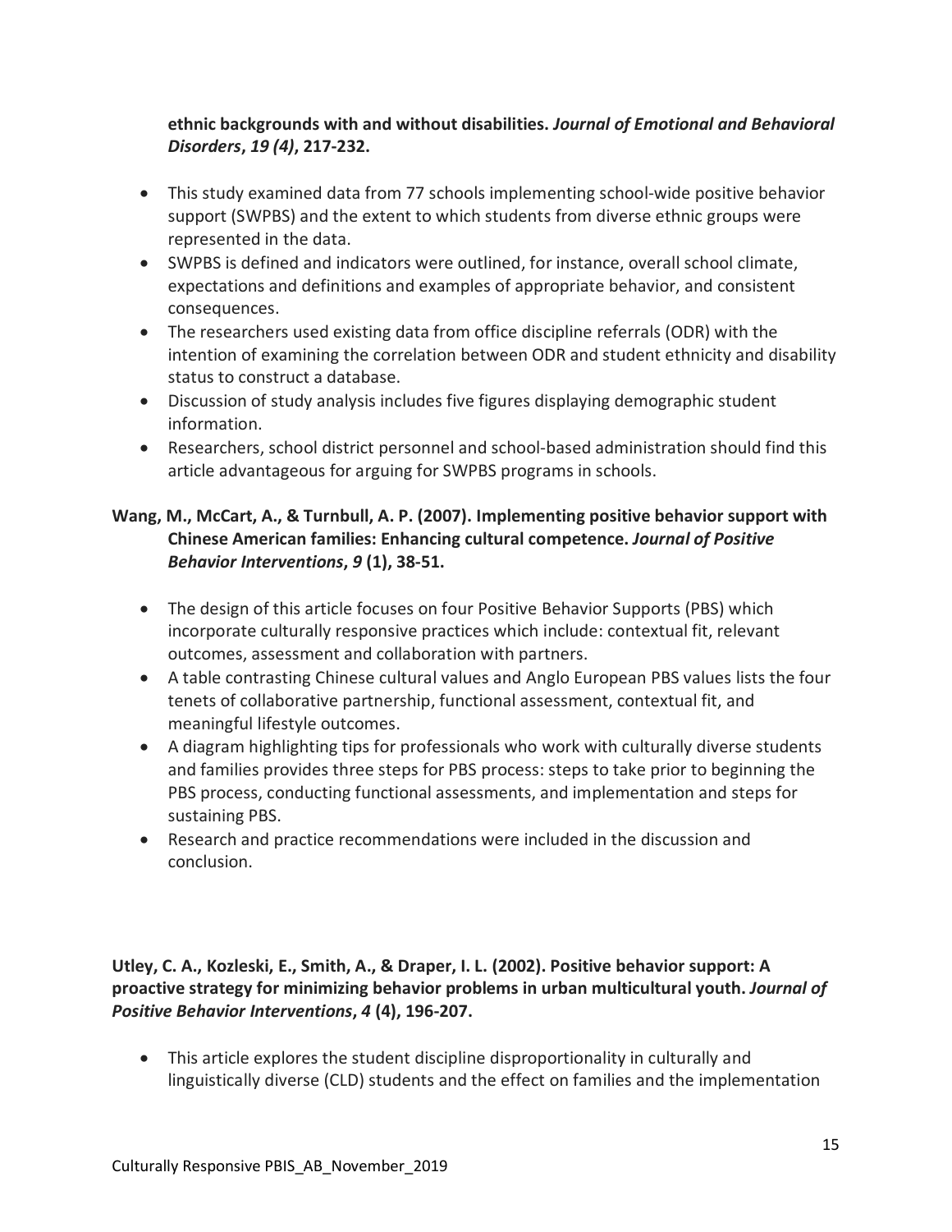**ethnic backgrounds with and without disabilities.** ***Journal of Emotional and Behavioral Disorders*****,** ***19 (4)*****, 217-232.**

- This study examined data from 77 schools implementing school-wide positive behavior support (SWPBS) and the extent to which students from diverse ethnic groups were represented in the data.
- SWPBS is defined and indicators were outlined, for instance, overall school climate, expectations and definitions and examples of appropriate behavior, and consistent consequences.
- The researchers used existing data from office discipline referrals (ODR) with the intention of examining the correlation between ODR and student ethnicity and disability status to construct a database.
- Discussion of study analysis includes five figures displaying demographic student information.
- Researchers, school district personnel and school-based administration should find this article advantageous for arguing for SWPBS programs in schools.

**Wang, M., McCart, A., & Turnbull, A. P. (2007). Implementing positive behavior support with Chinese American families: Enhancing cultural competence.** ***Journal of Positive Behavior Interventions*****,** ***9*** **(1), 38-51.**

- The design of this article focuses on four Positive Behavior Supports (PBS) which incorporate culturally responsive practices which include: contextual fit, relevant outcomes, assessment and collaboration with partners.
- A table contrasting Chinese cultural values and Anglo European PBS values lists the four tenets of collaborative partnership, functional assessment, contextual fit, and meaningful lifestyle outcomes.
- A diagram highlighting tips for professionals who work with culturally diverse students and families provides three steps for PBS process: steps to take prior to beginning the PBS process, conducting functional assessments, and implementation and steps for sustaining PBS.
- Research and practice recommendations were included in the discussion and conclusion.

**Utley, C. A., Kozleski, E., Smith, A., & Draper, I. L. (2002). Positive behavior support: A proactive strategy for minimizing behavior problems in urban multicultural youth.** ***Journal of Positive Behavior Interventions*****,** ***4*** **(4), 196-207.**

- This article explores the student discipline disproportionality in culturally and linguistically diverse (CLD) students and the effect on families and the implementation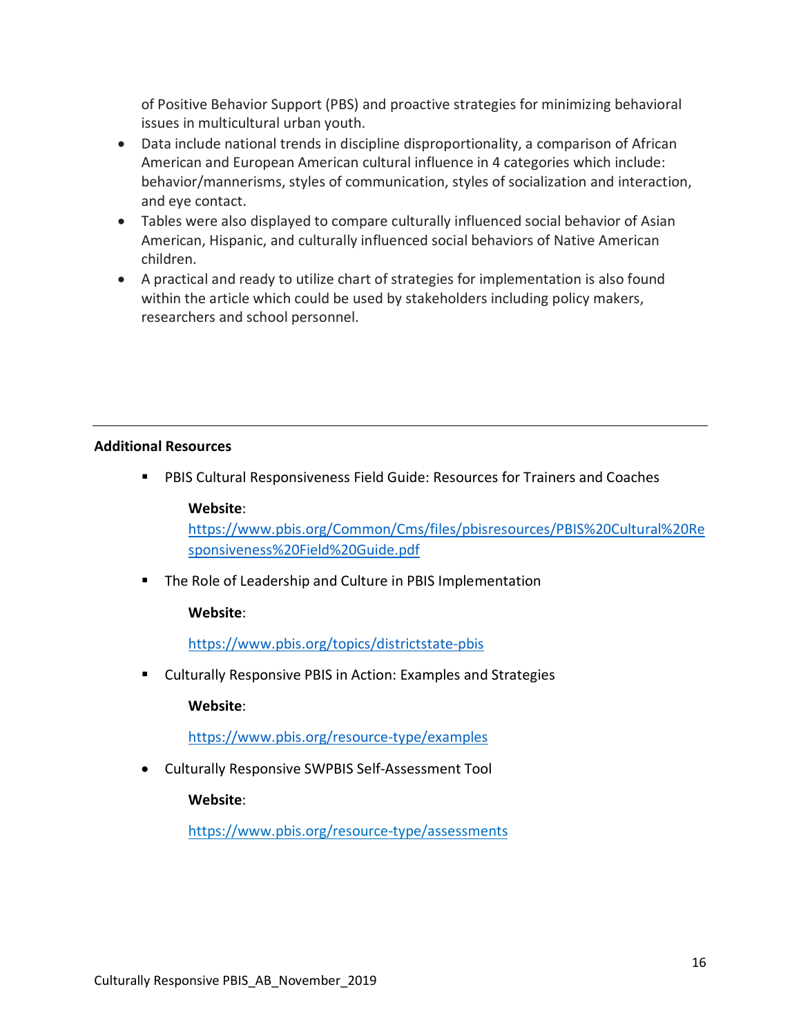of Positive Behavior Support (PBS) and proactive strategies for minimizing behavioral issues in multicultural urban youth.

- Data include national trends in discipline disproportionality, a comparison of African American and European American cultural influence in 4 categories which include: behavior/mannerisms, styles of communication, styles of socialization and interaction, and eye contact.
- Tables were also displayed to compare culturally influenced social behavior of Asian American, Hispanic, and culturally influenced social behaviors of Native American children.
- A practical and ready to utilize chart of strategies for implementation is also found within the article which could be used by stakeholders including policy makers, researchers and school personnel.

---

**Additional Resources**

- PBIS Cultural Responsiveness Field Guide: Resources for Trainers and Coaches

  **Website**:
  https://www.pbis.org/Common/Cms/files/pbisresources/PBIS%20Cultural%20Responsiveness%20Field%20Guide.pdf

- The Role of Leadership and Culture in PBIS Implementation

  **Website**:

  https://www.pbis.org/topics/districtstate-pbis

- Culturally Responsive PBIS in Action: Examples and Strategies

  **Website**:

  https://www.pbis.org/resource-type/examples

- Culturally Responsive SWPBIS Self-Assessment Tool

  **Website**:

  https://www.pbis.org/resource-type/assessments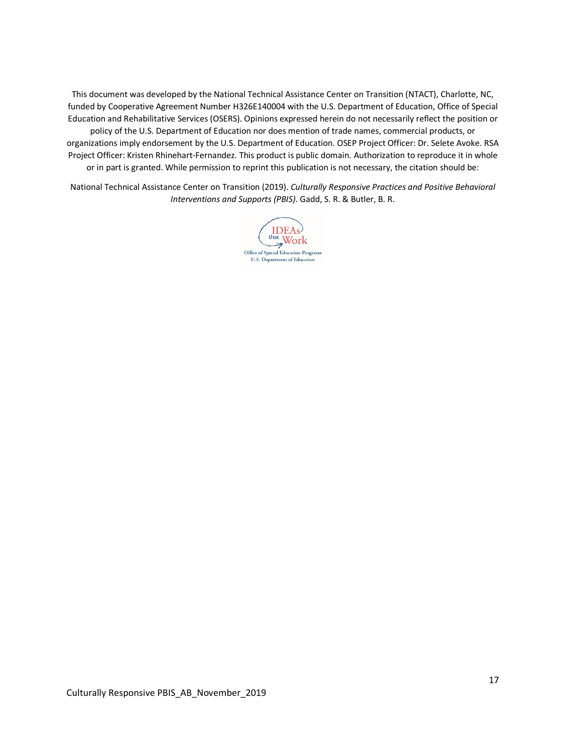This document was developed by the National Technical Assistance Center on Transition (NTACT), Charlotte, NC, funded by Cooperative Agreement Number H326E140004 with the U.S. Department of Education, Office of Special Education and Rehabilitative Services (OSERS). Opinions expressed herein do not necessarily reflect the position or policy of the U.S. Department of Education nor does mention of trade names, commercial products, or organizations imply endorsement by the U.S. Department of Education. OSEP Project Officer: Dr. Selete Avoke. RSA Project Officer: Kristen Rhinehart-Fernandez. This product is public domain. Authorization to reproduce it in whole or in part is granted. While permission to reprint this publication is not necessary, the citation should be:

National Technical Assistance Center on Transition (2019). *Culturally Responsive Practices and Positive Behavioral Interventions and Supports (PBIS)*. Gadd, S. R. & Butler, B. R.

IDEAs that Work
Office of Special Education Programs
U.S. Department of Education